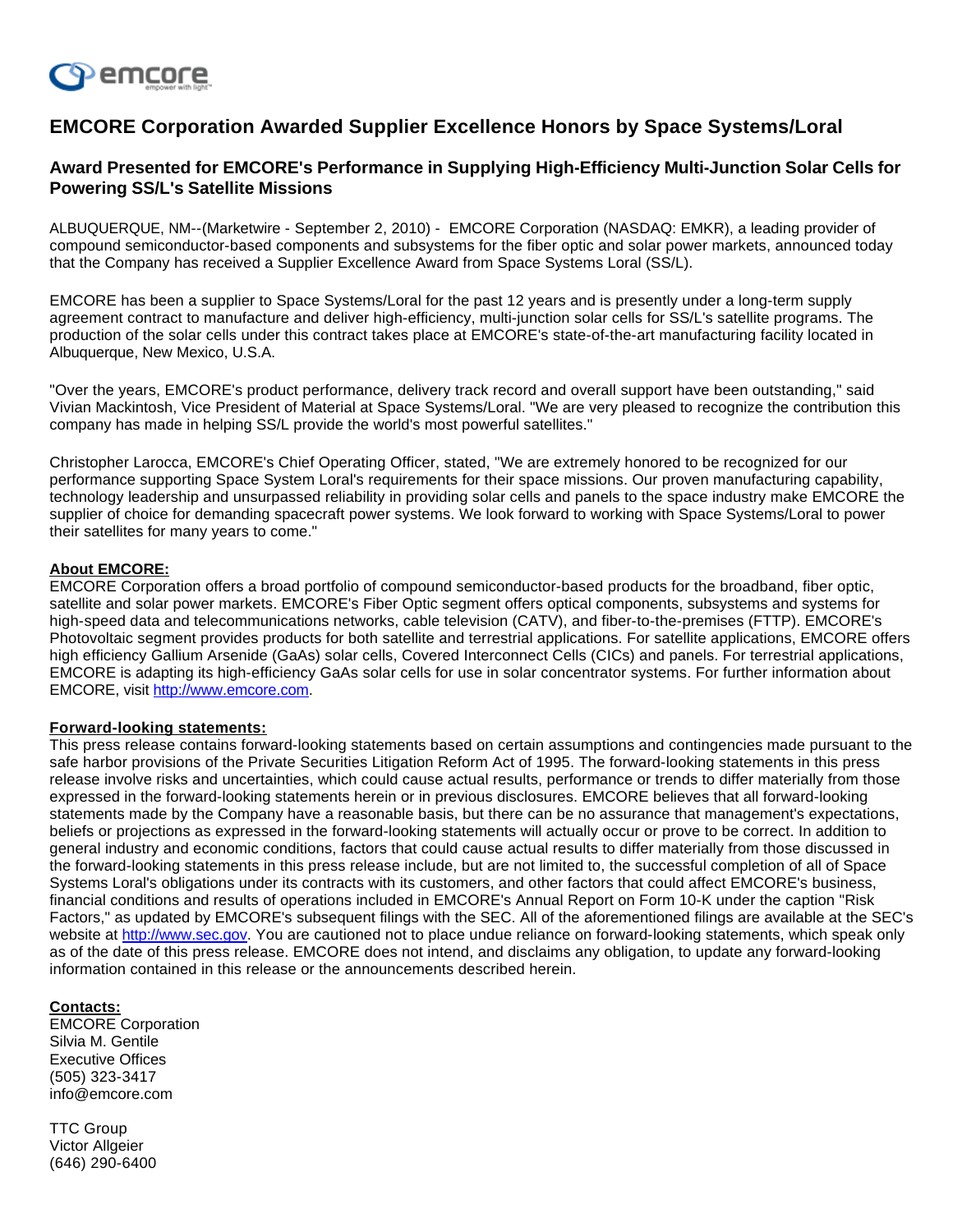# EMCORE Corporation Awarded Supplier Excellence Honors by Space Systems/Loral

## Award Presented for EMCORE's Performance in Supplying High-Efficiency Multi-Junction Solar Cells for Powering SS/L's Satellite Missions

ALBUQUERQUE, NM--(Marketwire - September 2, 2010) - EMCORE Corporation (NASDAQ: EMKR), a leading provider of compound semiconductor-based components and subsystems for the fiber optic and solar power markets, announced today that the Company has received a Supplier Excellence Award from Space Systems Loral (SS/L).

EMCORE has been a supplier to Space Systems/Loral for the past 12 years and is presently under a long-term supply agreement contract to manufacture and deliver high-efficiency, multi-junction solar cells for SS/L's satellite programs. The production of the solar cells under this contract takes place at EMCORE's state-of-the-art manufacturing facility located in Albuquerque, New Mexico, U.S.A.

"Over the years, EMCORE's product performance, delivery track record and overall support have been outstanding," said Vivian Mackintosh, Vice President of Material at Space Systems/Loral. "We are very pleased to recognize the contribution this company has made in helping SS/L provide the world's most powerful satellites."

Christopher Larocca, EMCORE's Chief Operating Officer, stated, "We are extremely honored to be recognized for our performance supporting Space System Loral's requirements for their space missions. Our proven manufacturing capability, technology leadership and unsurpassed reliability in providing solar cells and panels to the space industry make EMCORE the supplier of choice for demanding spacecraft power systems. We look forward to working with Space Systems/Loral to power their satellites for many years to come."

**About EMCORE:**

EMCORE Corporation offers a broad portfolio of compound semiconductor-based products for the broadband, fiber optic, satellite and solar power markets. EMCORE's Fiber Optic segment offers optical components, subsystems and systems for high-speed data and telecommunications networks, cable television (CATV), and fiber-to-the-premises (FTTP). EMCORE's Photovoltaic segment provides products for both satellite and terrestrial applications. For satellite applications, EMCORE offers high efficiency Gallium Arsenide (GaAs) solar cells, Covered Interconnect Cells (CICs) and panels. For terrestrial applications, EMCORE is adapting its high-efficiency GaAs solar cells for use in solar concentrator systems. For further information about EMCORE, visit http://www.emcore.com.

**Forward-looking statements:**

This press release contains forward-looking statements based on certain assumptions and contingencies made pursuant to the safe harbor provisions of the Private Securities Litigation Reform Act of 1995. The forward-looking statements in this press release involve risks and uncertainties, which could cause actual results, performance or trends to differ materially from those expressed in the forward-looking statements herein or in previous disclosures. EMCORE believes that all forward-looking statements made by the Company have a reasonable basis, but there can be no assurance that management's expectations, beliefs or projections as expressed in the forward-looking statements will actually occur or prove to be correct. In addition to general industry and economic conditions, factors that could cause actual results to differ materially from those discussed in the forward-looking statements in this press release include, but are not limited to, the successful completion of all of Space Systems Loral's obligations under its contracts with its customers, and other factors that could affect EMCORE's business, financial conditions and results of operations included in EMCORE's Annual Report on Form 10-K under the caption "Risk Factors," as updated by EMCORE's subsequent filings with the SEC. All of the aforementioned filings are available at the SEC's website at http://www.sec.gov. You are cautioned not to place undue reliance on forward-looking statements, which speak only as of the date of this press release. EMCORE does not intend, and disclaims any obligation, to update any forward-looking information contained in this release or the announcements described herein.

**Contacts:**

EMCORE Corporation
Silvia M. Gentile
Executive Offices
(505) 323-3417
info@emcore.com

TTC Group
Victor Allgeier
(646) 290-6400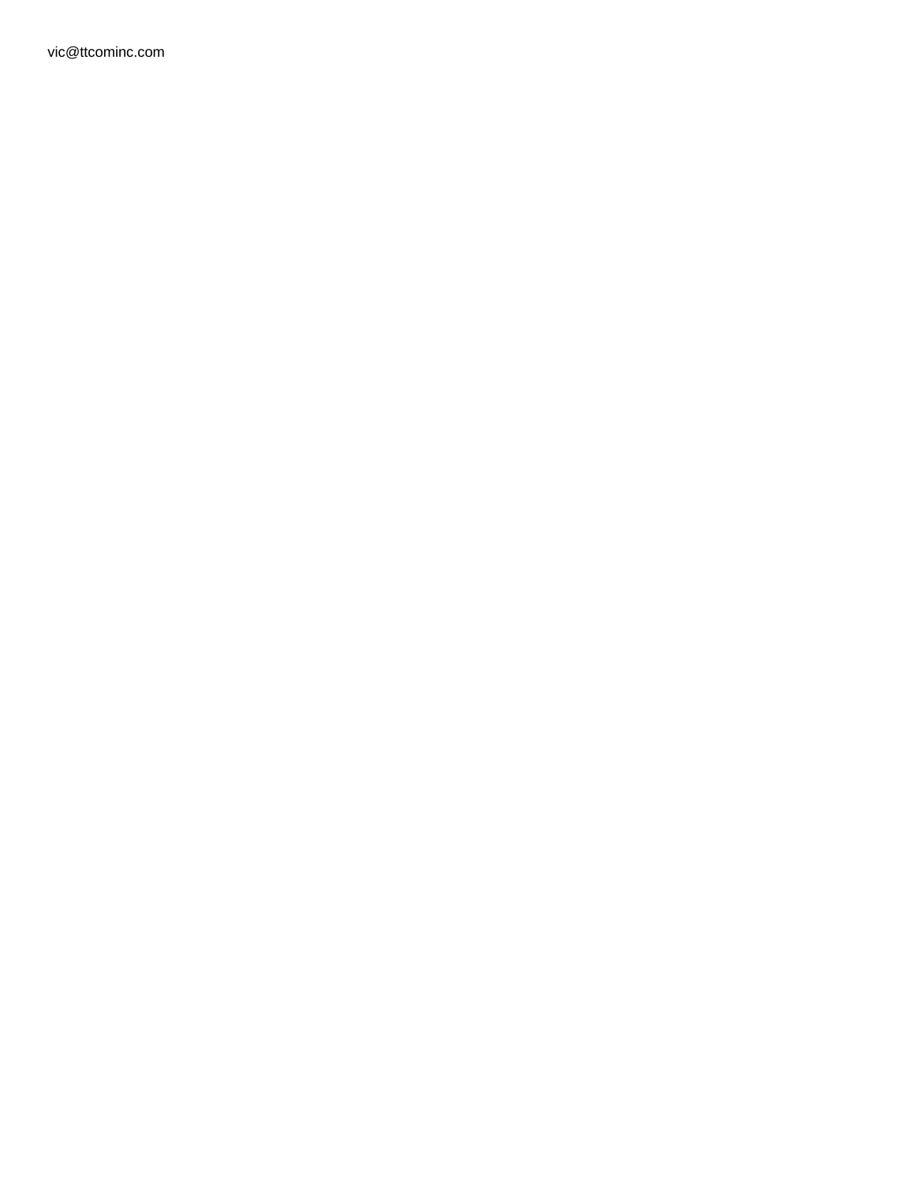vic@ttcominc.com